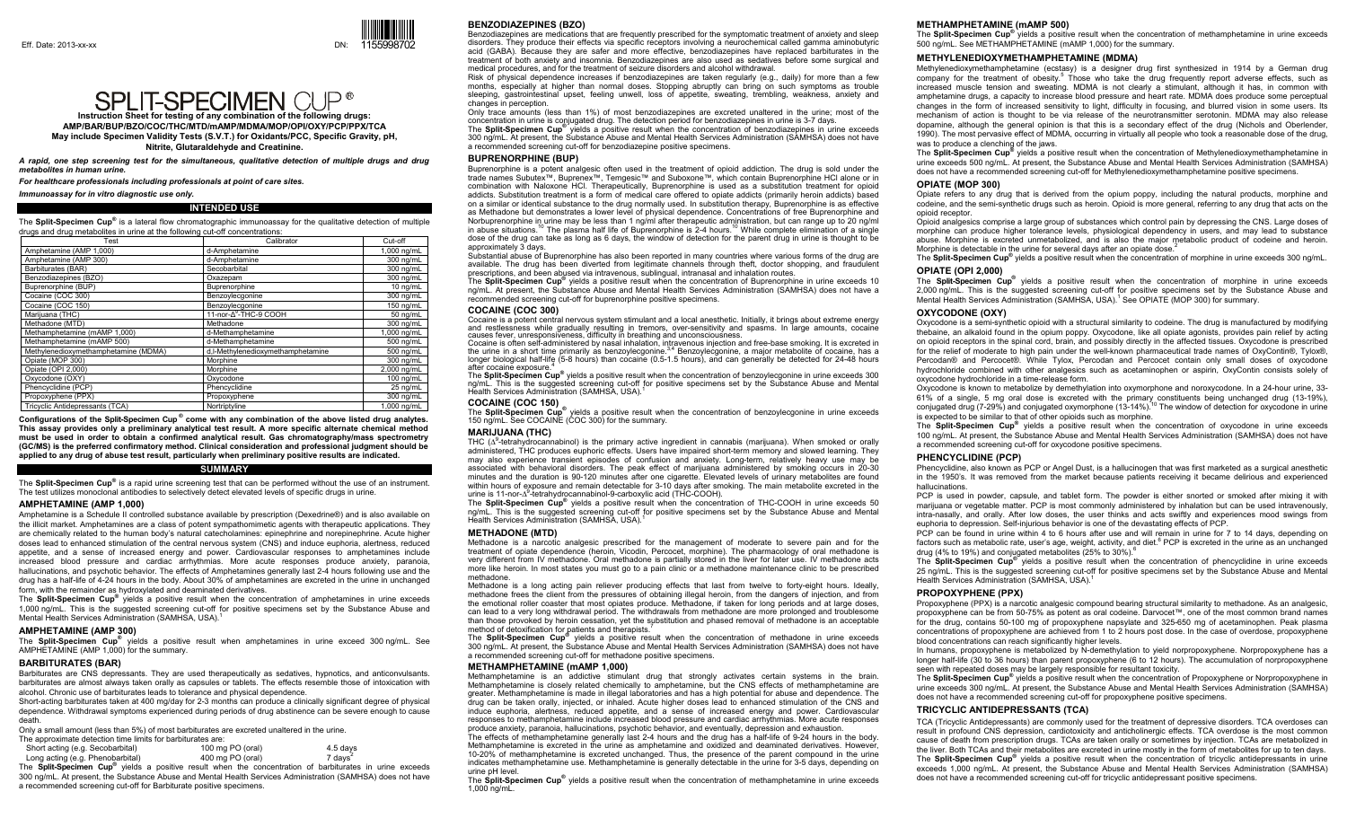Eff. Date: 2013-xx-xx DN: 1155998702

# SPLIT-SPECIMEN CUP ®

**Instruction Sheet for testing of any combination of the following drugs: AMP/BAR/BUP/BZO/COC/THC/MTD/mAMP/MDMA/MOP/OPI/OXY/PCP/PPX/TCA May include Specimen Validity Tests (S.V.T.) for Oxidants/PCC, Specific Gravity, pH, Nitrite, Glutaraldehyde and Creatinine.**

***A rapid, one step screening test for the simultaneous, qualitative detection of multiple drugs and drug metabolites in human urine.***

***For healthcare professionals including professionals at point of care sites.***

***Immunoassay for in vitro diagnostic use only.***

## INTENDED USE

The **Split-Specimen Cup®** is a lateral flow chromatographic immunoassay for the qualitative detection of multiple drugs and drug metabolites in urine at the following cut-off concentrations:

| Test | Calibrator | Cut-off |
|---|---|---|
| Amphetamine (AMP 1,000) | d-Amphetamine | 1,000 ng/mL |
| Amphetamine (AMP 300) | d-Amphetamine | 300 ng/mL |
| Barbiturates (BAR) | Secobarbital | 300 ng/mL |
| Benzodiazepines (BZO) | Oxazepam | 300 ng/mL |
| Buprenorphine (BUP) | Buprenorphine | 10 ng/mL |
| Cocaine (COC 300) | Benzoylecgonine | 300 ng/mL |
| Cocaine (COC 150) | Benzoylecgonine | 150 ng/mL |
| Marijuana (THC) | 11-nor-$\Delta^9$-THC-9 COOH | 50 ng/mL |
| Methadone (MTD) | Methadone | 300 ng/mL |
| Methamphetamine (mAMP 1,000) | d-Methamphetamine | 1,000 ng/mL |
| Methamphetamine (mAMP 500) | d-Methamphetamine | 500 ng/mL |
| Methylenedioxymethamphetamine (MDMA) | d,l-Methylenedioxymethamphetamine | 500 ng/mL |
| Opiate (MOP 300) | Morphine | 300 ng/mL |
| Opiate (OPI 2,000) | Morphine | 2,000 ng/mL |
| Oxycodone (OXY) | Oxycodone | 100 ng/mL |
| Phencyclidine (PCP) | Phencyclidine | 25 ng/mL |
| Propoxyphene (PPX) | Propoxyphene | 300 ng/mL |
| Tricyclic Antidepressants (TCA) | Nortriptyline | 1,000 ng/mL |

**Configurations of the Split-Specimen Cup ® come with any combination of the above listed drug analytes. This assay provides only a preliminary analytical test result. A more specific alternate chemical method must be used in order to obtain a confirmed analytical result. Gas chromatography/mass spectrometry (GC/MS) is the preferred confirmatory method. Clinical consideration and professional judgment should be applied to any drug of abuse test result, particularly when preliminary positive results are indicated.**

## SUMMARY

The **Split-Specimen Cup®** is a rapid urine screening test that can be performed without the use of an instrument. The test utilizes monoclonal antibodies to selectively detect elevated levels of specific drugs in urine.

### AMPHETAMINE (AMP 1,000)

Amphetamine is a Schedule II controlled substance available by prescription (Dexedrine®) and is also available on the illicit market. Amphetamines are a class of potent sympathomimetic agents with therapeutic applications. They are chemically related to the human body's natural catecholamines: epinephrine and norepinephrine. Acute higher doses lead to enhanced stimulation of the central nervous system (CNS) and induce euphoria, alertness, reduced appetite, and a sense of increased energy and power. Cardiovascular responses to amphetamines include increased blood pressure and cardiac arrhythmias. More acute responses produce anxiety, paranoia, hallucinations, and psychotic behavior. The effects of Amphetamines generally last 2-4 hours following use and the drug has a half-life of 4-24 hours in the body. About 30% of amphetamines are excreted in the urine in unchanged form, with the remainder as hydroxylated and deaminated derivatives.

The **Split-Specimen Cup®** yields a positive result when the concentration of amphetamines in urine exceeds 1,000 ng/mL. This is the suggested screening cut-off for positive specimens set by the Substance Abuse and Mental Health Services Administration (SAMHSA, USA).[1]

### AMPHETAMINE (AMP 300)

The **Split-Specimen Cup®** yields a positive result when amphetamines in urine exceed 300 ng/mL. See AMPHETAMINE (AMP 1,000) for the summary.

### BARBITURATES (BAR)

Barbiturates are CNS depressants. They are used therapeutically as sedatives, hypnotics, and anticonvulsants. barbiturates are almost always taken orally as capsules or tablets. The effects resemble those of intoxication with alcohol. Chronic use of barbiturates leads to tolerance and physical dependence.

Short-acting barbiturates taken at 400 mg/day for 2-3 months can produce a clinically significant degree of physical dependence. Withdrawal symptoms experienced during periods of drug abstinence can be severe enough to cause death.

Only a small amount (less than 5%) of most barbiturates are excreted unaltered in the urine.

The approximate detection time limits for barbiturates are:

| | | |
|---|---|---|
| Short acting (e.g. Secobarbital) | 100 mg PO (oral) | 4.5 days |
| Long acting (e.g. Phenobarbital) | 400 mg PO (oral) | 7 days[4] |

The **Split-Specimen Cup®** yields a positive result when the concentration of barbiturates in urine exceeds 300 ng/mL. At present, the Substance Abuse and Mental Health Services Administration (SAMHSA) does not have a recommended screening cut-off for Barbiturate positive specimens.

### BENZODIAZEPINES (BZO)

Benzodiazepines are medications that are frequently prescribed for the symptomatic treatment of anxiety and sleep disorders. They produce their effects via specific receptors involving a neurochemical called gamma aminobutyric acid (GABA). Because they are safer and more effective, benzodiazepines have replaced barbiturates in the treatment of both anxiety and insomnia. Benzodiazepines are also used as sedatives before some surgical and medical procedures, and for the treatment of seizure disorders and alcohol withdrawal.

Risk of physical dependence increases if benzodiazepines are taken regularly (e.g., daily) for more than a few months, especially at higher than normal doses. Stopping abruptly can bring on such symptoms as trouble sleeping, gastrointestinal upset, feeling unwell, loss of appetite, sweating, trembling, weakness, anxiety and changes in perception.

Only trace amounts (less than 1%) of most benzodiazepines are excreted unaltered in the urine; most of the concentration in urine is conjugated drug. The detection period for benzodiazepines in urine is 3-7 days.

The **Split-Specimen Cup®** yields a positive result when the concentration of benzodiazepines in urine exceeds 300 ng/mL. At present, the Substance Abuse and Mental Health Services Administration (SAMHSA) does not have a recommended screening cut-off for benzodiazepine positive specimens.

### BUPRENORPHINE (BUP)

Buprenorphine is a potent analgesic often used in the treatment of opioid addiction. The drug is sold under the trade names Subutex™, Buprenex™, Temgesic™ and Suboxone™, which contain Buprenorphine HCl alone or in combination with Naloxone HCl. Therapeutically, Buprenorphine is used as a substitution treatment for opioid addicts. Substitution treatment is a form of medical care offered to opiate addicts (primarily heroin addicts) based on a similar or identical substance to the drug normally used. In substitution therapy, Buprenorphine is as effective as Methadone but demonstrates a lower level of physical dependence. Concentrations of free Buprenorphine and Norbuprenorphine in urine may be less than 1 ng/ml after therapeutic administration, but can range up to 20 ng/ml in abuse situations.[10] The plasma half life of Buprenorphine is 2-4 hours.[10] While complete elimination of a single dose of the drug can take as long as 6 days, the window of detection for the parent drug in urine is thought to be approximately 3 days.

Substantial abuse of Buprenorphine has also been reported in many countries where various forms of the drug are available. The drug has been diverted from legitimate channels through theft, doctor shopping, and fraudulent prescriptions, and been abused via intravenous, sublingual, intranasal and inhalation routes.

The **Split-Specimen Cup®** yields a positive result when the concentration of Buprenorphine in urine exceeds 10 ng/mL. At present, the Substance Abuse and Mental Health Services Administration (SAMHSA) does not have a recommended screening cut-off for buprenorphine positive specimens.

### COCAINE (COC 300)

Cocaine is a potent central nervous system stimulant and a local anesthetic. Initially, it brings about extreme energy and restlessness while gradually resulting in tremors, over-sensitivity and spasms. In large amounts, cocaine causes fever, unresponsiveness, difficulty in breathing and unconsciousness.

Cocaine is often self-administered by nasal inhalation, intravenous injection and free-base smoking. It is excreted in the urine in a short time primarily as benzoylecgonine.[3,4] Benzoylecgonine, a major metabolite of cocaine, has a longer biological half-life (5-8 hours) than cocaine (0.5-1.5 hours), and can generally be detected for 24-48 hours after cocaine exposure.[4]

The **Split-Specimen Cup®** yields a positive result when the concentration of benzoylecgonine in urine exceeds 300 ng/mL. This is the suggested screening cut-off for positive specimens set by the Substance Abuse and Mental Health Services Administration (SAMHSA, USA).[1]

### COCAINE (COC 150)

The **Split-Specimen Cup®** yields a positive result when the concentration of benzoylecgonine in urine exceeds 150 ng/mL. See COCAINE (COC 300) for the summary.

### MARIJUANA (THC)

THC ($\Delta^9$-tetrahydrocannabinol) is the primary active ingredient in cannabis (marijuana). When smoked or orally administered, THC produces euphoric effects. Users have impaired short-term memory and slowed learning. They may also experience transient episodes of confusion and anxiety. Long-term, relatively heavy use may be associated with behavioral disorders. The peak effect of marijuana administered by smoking occurs in 20-30 minutes and the duration is 90-120 minutes after one cigarette. Elevated levels of urinary metabolites are found within hours of exposure and remain detectable for 3-10 days after smoking. The main metabolite excreted in the urine is 11-nor-$\Delta^9$-tetrahydrocannabinol-9-carboxylic acid (THC-COOH).

The **Split-Specimen Cup®** yields a positive result when the concentration of THC-COOH in urine exceeds 50 ng/mL. This is the suggested screening cut-off for positive specimens set by the Substance Abuse and Mental Health Services Administration (SAMHSA, USA).[1]

### METHADONE (MTD)

Methadone is a narcotic analgesic prescribed for the management of moderate to severe pain and for the treatment of opiate dependence (heroin, Vicodin, Percocet, morphine). The pharmacology of oral methadone is very different from IV methadone. Oral methadone is partially stored in the liver for later use. IV methadone acts more like heroin. In most states you must go to a pain clinic or a methadone maintenance clinic to be prescribed methadone.

Methadone is a long acting pain reliever producing effects that last from twelve to forty-eight hours. Ideally, methadone frees the client from the pressures of obtaining illegal heroin, from the dangers of injection, and from the emotional roller coaster that most opiates produce. Methadone, if taken for long periods and at large doses, can lead to a very long withdrawal period. The withdrawals from methadone are more prolonged and troublesome than those provoked by heroin cessation, yet the substitution and phased removal of methadone is an acceptable method of detoxification for patients and therapists.[7]

The **Split-Specimen Cup®** yields a positive result when the concentration of methadone in urine exceeds 300 ng/mL. At present, the Substance Abuse and Mental Health Services Administration (SAMHSA) does not have a recommended screening cut-off for methadone positive specimens.

### METHAMPHETAMINE (mAMP 1,000)

Methamphetamine is an addictive stimulant drug that strongly activates certain systems in the brain. Methamphetamine is closely related chemically to amphetamine, but the CNS effects of methamphetamine are greater. Methamphetamine is made in illegal laboratories and has a high potential for abuse and dependence. The drug can be taken orally, injected, or inhaled. Acute higher doses lead to enhanced stimulation of the CNS and induce euphoria, alertness, reduced appetite, and a sense of increased energy and power. Cardiovascular responses to methamphetamine include increased blood pressure and cardiac arrhythmias. More acute responses produce anxiety, paranoia, hallucinations, psychotic behavior, and eventually, depression and exhaustion.

The effects of methamphetamine generally last 2-4 hours and the drug has a half-life of 9-24 hours in the body. Methamphetamine is excreted in the urine as amphetamine and oxidized and deaminated derivatives. However, 10-20% of methamphetamine is excreted unchanged. Thus, the presence of the parent compound in the urine indicates methamphetamine use. Methamphetamine is generally detectable in the urine for 3-5 days, depending on urine pH level.

The **Split-Specimen Cup®** yields a positive result when the concentration of methamphetamine in urine exceeds 1,000 ng/mL.

### METHAMPHETAMINE (mAMP 500)

The **Split-Specimen Cup®** yields a positive result when the concentration of methamphetamine in urine exceeds 500 ng/mL. See METHAMPHETAMINE (mAMP 1,000) for the summary.

### METHYLENEDIOXYMETHAMPHETAMINE (MDMA)

Methylenedioxymethamphetamine (ecstasy) is a designer drug first synthesized in 1914 by a German drug company for the treatment of obesity.[5] Those who take the drug frequently report adverse effects, such as increased muscle tension and sweating. MDMA is not clearly a stimulant, although it has, in common with amphetamine drugs, a capacity to increase blood pressure and heart rate. MDMA does produce some perceptual changes in the form of increased sensitivity to light, difficulty in focusing, and blurred vision in some users. Its mechanism of action is thought to be via release of the neurotransmitter serotonin. MDMA may also release dopamine, although the general opinion is that this is a secondary effect of the drug (Nichols and Oberlender, 1990). The most pervasive effect of MDMA, occurring in virtually all people who took a reasonable dose of the drug, was to produce a clenching of the jaws.

The **Split-Specimen Cup®** yields a positive result when the concentration of Methylenedioxymethamphetamine in urine exceeds 500 ng/mL. At present, the Substance Abuse and Mental Health Services Administration (SAMHSA) does not have a recommended screening cut-off for Methylenedioxymethamphetamine positive specimens.

### OPIATE (MOP 300)

Opiate refers to any drug that is derived from the opium poppy, including the natural products, morphine and codeine, and the semi-synthetic drugs such as heroin. Opioid is more general, referring to any drug that acts on the opioid receptor.

Opioid analgesics comprise a large group of substances which control pain by depressing the CNS. Large doses of morphine can produce higher tolerance levels, physiological dependency in users, and may lead to substance abuse. Morphine is excreted unmetabolized, and is also the major metabolic product of codeine and heroin. Morphine is detectable in the urine for several days after an opiate dose.[2]

The **Split-Specimen Cup®** yields a positive result when the concentration of morphine in urine exceeds 300 ng/mL.

### OPIATE (OPI 2,000)

The **Split-Specimen Cup®** yields a positive result when the concentration of morphine in urine exceeds 2,000 ng/mL. This is the suggested screening cut-off for positive specimens set by the Substance Abuse and Mental Health Services Administration (SAMHSA, USA).[1] See OPIATE (MOP 300) for summary.

### OXYCODONE (OXY)

Oxycodone is a semi-synthetic opioid with a structural similarity to codeine. The drug is manufactured by modifying thebaine, an alkaloid found in the opium poppy. Oxycodone, like all opiate agonists, provides pain relief by acting on opioid receptors in the spinal cord, brain, and possibly directly in the affected tissues. Oxycodone is prescribed for the relief of moderate to high pain under the well-known pharmaceutical trade names of OxyContin®, Tylox®, Percodan® and Percocet®. While Tylox, Percodan and Percocet contain only small doses of oxycodone hydrochloride combined with other analgesics such as acetaminophen or aspirin, OxyContin consists solely of oxycodone hydrochloride in a time-release form.

Oxycodone is known to metabolize by demethylation into oxymorphone and noroxycodone. In a 24-hour urine, 33-61% of a single, 5 mg oral dose is excreted with the primary constituents being unchanged drug (13-19%), conjugated drug (7-29%) and conjugated oxymorphone (13-14%).[10] The window of detection for oxycodone in urine is expected to be similar to that of other opioids such as morphine.

The **Split-Specimen Cup®** yields a positive result when the concentration of oxycodone in urine exceeds 100 ng/mL. At present, the Substance Abuse and Mental Health Services Administration (SAMHSA) does not have a recommended screening cut-off for oxycodone positive specimens.

### PHENCYCLIDINE (PCP)

Phencyclidine, also known as PCP or Angel Dust, is a hallucinogen that was first marketed as a surgical anesthetic in the 1950's. It was removed from the market because patients receiving it became delirious and experienced hallucinations.

PCP is used in powder, capsule, and tablet form. The powder is either snorted or smoked after mixing it with marijuana or vegetable matter. PCP is most commonly administered by inhalation but can be used intravenously, intra-nasally, and orally. After low doses, the user thinks and acts swiftly and experiences mood swings from euphoria to depression. Self-injurious behavior is one of the devastating effects of PCP.

PCP can be found in urine within 4 to 6 hours after use and will remain in urine for 7 to 14 days, depending on factors such as metabolic rate, user's age, weight, activity, and diet.[6] PCP is excreted in the urine as an unchanged drug (4% to 19%) and conjugated metabolites (25% to 30%).[8]

The **Split-Specimen Cup®** yields a positive result when the concentration of phencyclidine in urine exceeds 25 ng/mL. This is the suggested screening cut-off for positive specimens set by the Substance Abuse and Mental Health Services Administration (SAMHSA, USA).[1]

### PROPOXYPHENE (PPX)

Propoxyphene (PPX) is a narcotic analgesic compound bearing structural similarity to methadone. As an analgesic, propoxyphene can be from 50-75% as potent as oral codeine. Darvocet™, one of the most common brand names for the drug, contains 50-100 mg of propoxyphene napsylate and 325-650 mg of acetaminophen. Peak plasma concentrations of propoxyphene are achieved from 1 to 2 hours post dose. In the case of overdose, propoxyphene blood concentrations can reach significantly higher levels.

In humans, propoxyphene is metabolized by N-demethylation to yield norpropoxyphene. Norpropoxyphene has a longer half-life (30 to 36 hours) than parent propoxyphene (6 to 12 hours). The accumulation of norpropoxyphene seen with repeated doses may be largely responsible for resultant toxicity.

The **Split-Specimen Cup®** yields a positive result when the concentration of Propoxyphene or Norpropoxyphene in urine exceeds 300 ng/mL. At present, the Substance Abuse and Mental Health Services Administration (SAMHSA) does not have a recommended screening cut-off for propoxyphene positive specimens.

### TRICYCLIC ANTIDEPRESSANTS (TCA)

TCA (Tricyclic Antidepressants) are commonly used for the treatment of depressive disorders. TCA overdoses can result in profound CNS depression, cardiotoxicity and anticholinergic effects. TCA overdose is the most common cause of death from prescription drugs. TCAs are taken orally or sometimes by injection. TCAs are metabolized in the liver. Both TCAs and their metabolites are excreted in urine mostly in the form of metabolites for up to ten days.

The **Split-Specimen Cup®** yields a positive result when the concentration of tricyclic antidepressants in urine exceeds 1,000 ng/mL. At present, the Substance Abuse and Mental Health Services Administration (SAMHSA) does not have a recommended screening cut-off for tricyclic antidepressant positive specimens.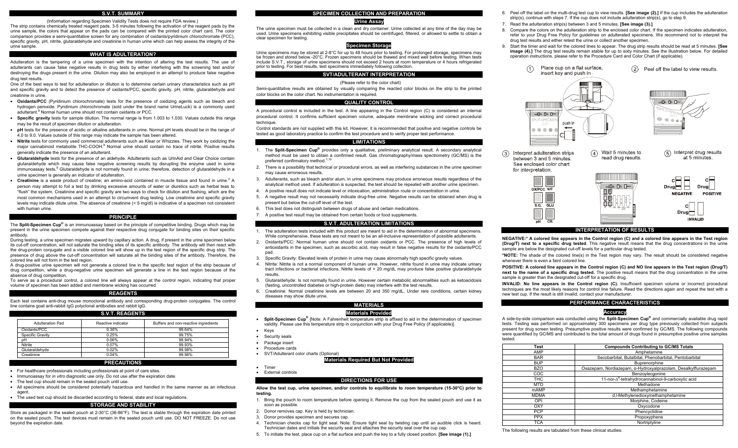## S.V.T. SUMMARY

(Information regarding Specimen Validity Tests does not require FDA review.)

The strip contains chemically treated reagent pads. 3-5 minutes following the activation of the reagent pads by the urine sample, the colors that appear on the pads can be compared with the printed color chart card. The color comparison provides a semi-quantitative screen for any combination of oxidants/pyridinium chlorochromate (PCC), specific gravity, pH, nitrite, glutaraldehyde and creatinine in human urine which can help assess the integrity of the urine sample.

## WHAT IS ADULTERATION?

Adulteration is the tampering of a urine specimen with the intention of altering the test results. The use of adulterants can cause false negative results in drug tests by either interfering with the screening test and/or destroying the drugs present in the urine. Dilution may also be employed in an attempt to produce false negative drug test results.

One of the best ways to test for adulteration or dilution is to determine certain urinary characteristics such as pH and specific gravity and to detect the presence of oxidants/PCC, specific gravity, pH, nitrite, glutaraldehyde and creatinine in urine.

- **Oxidants/PCC** (Pyridinium chlorochromate) tests for the presence of oxidizing agents such as bleach and hydrogen peroxide. Pyridinium chlorochromate (sold under the brand name UrineLuck) is a commonly used adulterant.[6] Normal human urine should not contain oxidants or PCC.
- **Specific gravity** tests for sample dilution. The normal range is from 1.003 to 1.030. Values outside this range may be the result of specimen dilution or adulteration.
- **pH** tests for the presence of acidic or alkaline adulterants in urine. Normal pH levels should be in the range of 4.0 to 9.0. Values outside of this range may indicate the sample has been altered.
- **Nitrite** tests for commonly used commercial adulterants such as Klear or Whizzies. They work by oxidizing the major cannabinoid metabolite THC-COOH.[8] Normal urine should contain no trace of nitrite. Positive results generally indicate the presence of an adulterant.
- **Glutaraldehyde** tests for the presence of an aldehyde. Adulterants such as UrinAid and Clear Choice contain glutaraldehyde which may cause false negative screening results by disrupting the enzyme used in some immunoassay tests.[8] Glutaraldehyde is not normally found in urine; therefore, detection of glutaraldehyde in a urine specimen is generally an indicator of adulteration.
- **Creatinine** is a waste product of creatine; an amino-acid contained in muscle tissue and found in urine.[2] A person may attempt to foil a test by drinking excessive amounts of water or diuretics such as herbal teas to "flush" the system. Creatinine and specific gravity are two ways to check for dilution and flushing, which are the most common mechanisms used in an attempt to circumvent drug testing. Low creatinine and specific gravity levels may indicate dilute urine. The absence of creatinine (< 5 mg/dl) is indicative of a specimen not consistent with human urine.

## PRINCIPLE

The **Split-Specimen Cup®** is an immunoassay based on the principle of competitive binding. Drugs which may be present in the urine specimen compete against their respective drug conjugate for binding sites on their specific antibody.

During testing, a urine specimen migrates upward by capillary action. A drug, if present in the urine specimen below its cut-off concentration, will not saturate the binding sites of its specific antibody. The antibody will then react with the drug-protein conjugate and a visible colored line will show up in the test region of the specific drug strip. The presence of drug above the cut-off concentration will saturate all the binding sites of the antibody. Therefore, the colored line will not form in the test region.

A drug-positive urine specimen will not generate a colored line in the specific test region of the strip because of drug competition, while a drug-negative urine specimen will generate a line in the test region because of the absence of drug competition.

To serve as a procedural control, a colored line will always appear at the control region, indicating that proper volume of specimen has been added and membrane wicking has occurred.

## REAGENTS

Each test contains anti-drug mouse monoclonal antibody and corresponding drug-protein conjugates. The control line contains goat anti-rabbit IgG polyclonal antibodies and rabbit IgG.

## S.V.T. REAGENTS

| Adulteration Pad | Reactive indicator | Buffers and non-reactive ingredients |
|---|---|---|
| Oxidants/PCC | 0.36% | 99.64% |
| Specific Gravity | 0.25% | 99.75% |
| pH | 0.06% | 99.94% |
| Nitrite | 0.07% | 99.93% |
| Glutaraldehyde | 0.02% | 99.98% |
| Creatinine | 0.04% | 99.96% |

## PRECAUTIONS

- For healthcare professionals including professionals at point of care sites.
- Immunoassay for *in vitro* diagnostic use only. Do not use after the expiration date.
- The test cup should remain in the sealed pouch until use.
- All specimens should be considered potentially hazardous and handled in the same manner as an infectious agent.
- The used test cup should be discarded according to federal, state and local regulations.

## STORAGE AND STABILITY

Store as packaged in the sealed pouch at 2-30°C (36-86°F). The test is stable through the expiration date printed on the sealed pouch. The test devices must remain in the sealed pouch until use. DO NOT FREEZE. Do not use beyond the expiration date.

## SPECIMEN COLLECTION AND PREPARATION

### Urine Assay

The urine specimen must be collected in a clean and dry container. Urine collected at any time of the day may be used. Urine specimens exhibiting visible precipitates should be centrifuged, filtered, or allowed to settle to obtain a clear specimen for testing.

### Specimen Storage

Urine specimens may be stored at 2-8°C for up to 48 hours prior to testing. For prolonged storage, specimens may be frozen and stored below -20°C. Frozen specimens should be thawed and mixed well before testing. When tests include S.V.T., storage of urine specimens should not exceed 2 hours at room temperature or 4 hours refrigerated prior to testing. For best results, test specimens immediately following collection.

## SVT/ADULTERANT INTERPRETATION

(Please refer to the color chart)

Semi-quantitative results are obtained by visually comparing the reacted color blocks on the strip to the printed color blocks on the color chart. No instrumentation is required.

## QUALITY CONTROL

A procedural control is included in the test. A line appearing in the Control region (C) is considered an internal procedural control. It confirms sufficient specimen volume, adequate membrane wicking and correct procedural technique.

Control standards are not supplied with this kit. However, it is recommended that positive and negative controls be tested as good laboratory practice to confirm the test procedure and to verify proper test performance.

## LIMITATIONS

1. The **Split-Specimen Cup®** provides only a qualitative, preliminary analytical result. A secondary analytical method must be used to obtain a confirmed result. Gas chromatography/mass spectrometry (GC/MS) is the preferred confirmatory method.[1,10]
2. There is a possibility that technical or procedural errors, as well as interfering substances in the urine specimen may cause erroneous results.
3. Adulterants, such as bleach and/or alum, in urine specimens may produce erroneous results regardless of the analytical method used. If adulteration is suspected, the test should be repeated with another urine specimen.
4. A positive result does not indicate level or intoxication, administration route or concentration in urine.
5. A negative result may not necessarily indicate drug-free urine. Negative results can be obtained when drug is present but below the cut-off level of the test.
6. This test does not distinguish between drugs of abuse and certain medications.
7. A positive test result may be obtained from certain foods or food supplements.

## S.V.T. ADULTERATION LIMITATIONS

1. The adulteration tests included with this product are meant to aid in the determination of abnormal specimens. While comprehensive, these tests are not meant to be an all-inclusive representation of possible adulterants.
2. Oxidants/PCC: Normal human urine should not contain oxidants or PCC. The presence of high levels of antioxidants in the specimen, such as ascorbic acid, may result in false negative results for the oxidants/PCC pad.
3. Specific Gravity: Elevated levels of protein in urine may cause abnormally high specific gravity values.
4. Nitrite: Nitrite is not a normal component of human urine. However, nitrite found in urine may indicate urinary tract infections or bacterial infections. Nitrite levels of > 20 mg/dL may produce false positive glutaraldehyde results.
5. Glutaraldehyde: Is not normally found in urine. However certain metabolic abnormalities such as ketoacidosis (fasting, uncontrolled diabetes or high-protein diets) may interfere with the test results.
6. Creatinine: Normal creatinine levels are between 20 and 350 mg/dL. Under rare conditions, certain kidney diseases may show dilute urine.

## MATERIALS

### Materials Provided

- **Split-Specimen Cup®** [Note: A Fahrenheit temperature strip is affixed to aid in the determination of specimen validity. Please use this temperature strip in conjunction with your Drug Free Policy (if applicable)].
- Keys
- Security seals
- Package insert
- Procedure cards
- SVT/Adulterant color charts (Optional)

### Materials Required But Not Provided

- Timer
- External controls

## DIRECTIONS FOR USE

**Allow the test cup, urine specimen, and/or controls to equilibrate to room temperature (15-30°C) prior to testing.**

1. Bring the pouch to room temperature before opening it. Remove the cup from the sealed pouch and use it as soon as possible.
2. Donor removes cap. Key is held by technician.
3. Donor provides specimen and secures cap.
4. Technician checks cap for tight seal. Note: Ensure tight seal by twisting cap until an audible click is heard. Technician dates and initials the security seal and attaches the security seal over the cup cap.
5. To initiate the test, place cup on a flat surface and push the key to a fully closed position. **[See image (1).]**
6. Peel off the label on the multi-drug test cup to view results. **[See image (2).]** If the cup includes the adulteration strip(s), continue with steps 7. If the cup does not include adulteration strip(s), go to step 9.
7. Read the adulteration strip(s) between 3 and 5 minutes. **[See image (3).]**
8. Compare the colors on the adulteration strip to the enclosed color chart. If the specimen indicates adulteration, refer to your Drug Free Policy for guidelines on adulterated specimens. We recommend not to interpret the drug test results and either retest the urine or collect another specimen.
9. Start the timer and wait for the colored lines to appear. The drug strip results should be read at 5 minutes. **[See image (4).]** The drug test results remain stable for up to sixty minutes. See the illustration below. For detailed operation instructions, please refer to the Procedure Card and Color Chart (if applicable).

(1) Place cup on a flat surface, insert key and push in.

(2) Peel off the label to view results.

(3) Interpret adulteration strips between 3 and 5 minutes. See enclosed color chart for interpretation.

(4) Wait 5 minutes to read drug results.

(5) Interpret drug results at 5 minutes.

## INTERPRETATION OF RESULTS

**NEGATIVE:\* A colored line appears in the Control region (C) and a colored line appears in the Test region (Drug/T) next to a specific drug tested**. This negative result means that the drug concentrations in the urine sample are below the designated cut-off levels for a particular drug tested.

**\*NOTE:** The shade of the colored line(s) in the Test region may vary. The result should be considered negative whenever there is even a faint colored line.

**POSITIVE: A colored line appears in the Control region (C) and NO line appears in the Test region (Drug/T) next to the name of a specific drug tested.** The positive result means that the drug concentration in the urine sample is greater than the designated cut-off for a specific drug.

**INVALID: No line appears in the Control region (C).** Insufficient specimen volume or incorrect procedural techniques are the most likely reasons for control line failure. Read the directions again and repeat the test with a new test cup. If the result is still invalid, contact your manufacturer.

## PERFORMANCE CHARACTERISTICS

### Accuracy

A side-by-side comparison was conducted using the **Split-Specimen Cup®** and commercially available drug rapid tests. Testing was performed on approximately 300 specimens per drug type previously collected from subjects present for drug screen testing. Presumptive positive results were confirmed by GC/MS. The following compounds were quantified by GC/MS and contributed to the total amount of drugs found in presumptive positive urine samples tested.

| Test | Compounds Contributing to GC/MS Totals |
|---|---|
| AMP | Amphetamine |
| BAR | Secobarbital, Butalbital, Phenobarbital, Pentobarbital |
| BUP | Buprenorphine |
| BZO | Oxazepam, Nordiazepam, α-Hydroxyalprazolam, Desalkylflurazepam |
| COC | Benzoylecgonine |
| THC | 11-nor-$\Delta^9$-tetrahydrocannabinol-9-carboxylic acid |
| MTD | Methadone |
| mAMP | Methamphetamine |
| MDMA | d,l-Methylenedioxymethamphetamine |
| OPI | Morphine, Codeine |
| OXY | Oxycodone |
| PCP | Phencyclidine |
| PPX | Propoxyphene |
| TCA | Nortriptyline |

The following results are tabulated from these clinical studies: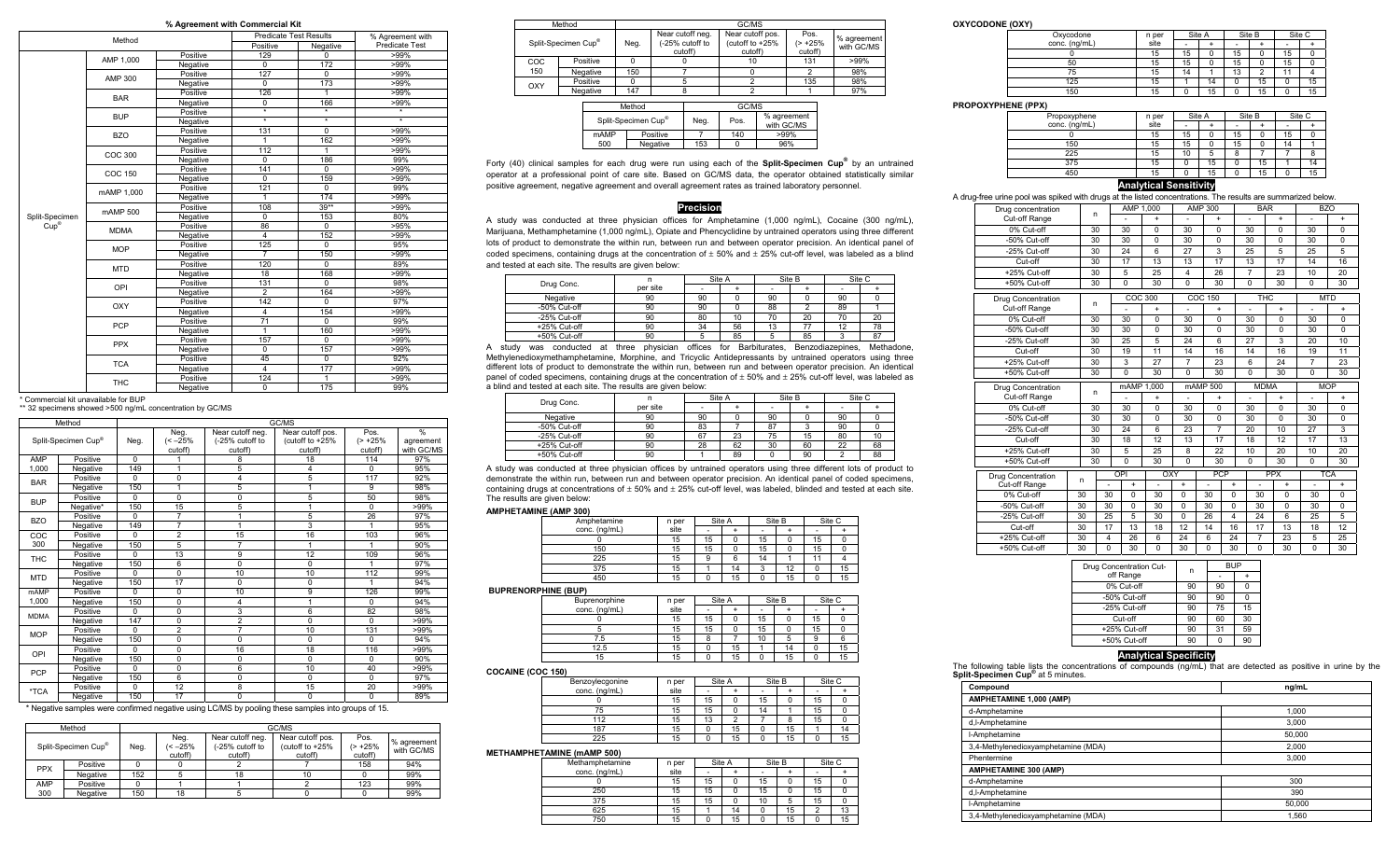## % Agreement with Commercial Kit

| Method | | | Predicate Test Results | | % Agreement with Predicate Test |
|---|---|---|---|---|---|
| | | | Positive | Negative | |
| Split-Specimen Cup® | AMP 1,000 | Positive | 129 | 0 | >99% |
| | | Negative | 0 | 172 | >99% |
| | AMP 300 | Positive | 127 | 0 | >99% |
| | | Negative | 0 | 173 | >99% |
| | BAR | Positive | 126 | 1 | >99% |
| | | Negative | 0 | 166 | >99% |
| | BUP | Positive | * | * | * |
| | | Negative | * | * | * |
| | BZO | Positive | 131 | 0 | >99% |
| | | Negative | 1 | 162 | >99% |
| | COC 300 | Positive | 112 | 1 | >99% |
| | | Negative | 0 | 186 | 99% |
| | COC 150 | Positive | 141 | 0 | >99% |
| | | Negative | 0 | 159 | >99% |
| | mAMP 1,000 | Positive | 121 | 0 | 99% |
| | | Negative | 1 | 174 | >99% |
| | mAMP 500 | Positive | 108 | 39** | >99% |
| | | Negative | 0 | 153 | 80% |
| | MDMA | Positive | 86 | 0 | >95% |
| | | Negative | 0 | 152 | >99% |
| | MOP | Positive | 125 | 0 | 95% |
| | | Negative | 7 | 150 | >99% |
| | MTD | Positive | 120 | 0 | 89% |
| | | Negative | 18 | 168 | >99% |
| | OPI | Positive | 131 | 0 | 98% |
| | | Negative | 2 | 164 | >99% |
| | OXY | Positive | 142 | 0 | 97% |
| | | Negative | 4 | 154 | >99% |
| | PCP | Positive | 71 | 0 | 99% |
| | | Negative | 1 | 160 | >99% |
| | PPX | Positive | 157 | 0 | >99% |
| | | Negative | 0 | 157 | >99% |
| | TCA | Positive | 45 | 0 | 92% |
| | | Negative | 4 | 177 | >99% |
| | THC | Positive | 124 | 1 | >99% |
| | | Negative | 0 | 175 | 99% |

\* Commercial kit unavailable for BUP

\*\* 32 specimens showed >500 ng/mL concentration by GC/MS

| Method | | GC/MS | | | | | |
|---|---|---|---|---|---|---|---|
| Split-Specimen Cup® | | Neg. | Neg. (< -25% cutoff) | Near cutoff neg. (-25% cutoff to cutoff) | Near cutoff pos. (cutoff to +25% cutoff) | Pos. (> +25% cutoff) | % agreement with GC/MS |
| AMP 1,000 | Positive | 0 | 1 | 8 | 18 | 114 | 97% |
| | Negative | 149 | 1 | 5 | 4 | 0 | 95% |
| BAR | Positive | 0 | 0 | 4 | 5 | 117 | 92% |
| | Negative | 150 | 1 | 5 | 1 | 9 | 98% |
| BUP | Positive | 0 | 0 | 0 | 5 | 50 | 98% |
| | Negative* | 150 | 15 | 5 | 1 | 0 | >99% |
| BZO | Positive | 0 | 7 | 1 | 5 | 26 | 97% |
| | Negative | 149 | 7 | 1 | 3 | 1 | 95% |
| COC 300 | Positive | 0 | 2 | 15 | 16 | 103 | 96% |
| | Negative | 150 | 5 | 7 | 1 | 1 | 90% |
| THC | Positive | 0 | 13 | 9 | 12 | 109 | 96% |
| | Negative | 150 | 6 | 0 | 0 | 1 | 97% |
| MTD | Positive | 0 | 0 | 10 | 10 | 112 | 99% |
| | Negative | 150 | 17 | 0 | 0 | 1 | 94% |
| mAMP 1,000 | Positive | 0 | 0 | 10 | 9 | 126 | 99% |
| | Negative | 150 | 0 | 4 | 1 | 0 | 94% |
| MDMA | Positive | 0 | 0 | 3 | 6 | 82 | 98% |
| | Negative | 147 | 0 | 2 | 0 | 0 | >99% |
| MOP | Positive | 0 | 2 | 7 | 10 | 131 | >99% |
| | Negative | 150 | 0 | 0 | 0 | 0 | 94% |
| OPI | Positive | 0 | 0 | 16 | 18 | 116 | >99% |
| | Negative | 150 | 0 | 0 | 0 | 0 | 90% |
| PCP | Positive | 0 | 0 | 6 | 10 | 40 | >99% |
| | Negative | 150 | 6 | 0 | 0 | 0 | 97% |
| *TCA | Positive | 0 | 12 | 8 | 15 | 20 | >99% |
| | Negative | 150 | 17 | 0 | 0 | 0 | 89% |

\* Negative samples were confirmed negative using LC/MS by pooling these samples into groups of 15.

| Method | | GC/MS | | | | | |
|---|---|---|---|---|---|---|---|
| Split-Specimen Cup® | | Neg. | Neg. (< -25% cutoff) | Near cutoff neg. (-25% cutoff to cutoff) | Near cutoff pos. (cutoff to +25% cutoff) | Pos. (> +25% cutoff) | % agreement with GC/MS |
| PPX | Positive | 0 | 0 | 2 | 7 | 158 | 94% |
| | Negative | 152 | 5 | 18 | 10 | 0 | 99% |
| AMP 300 | Positive | 0 | 1 | 1 | 2 | 123 | 99% |
| | Negative | 150 | 18 | 5 | 0 | 0 | 99% |

| Method | | GC/MS | | | | |
|---|---|---|---|---|---|---|
| Split-Specimen Cup® | | Neg. | Near cutoff neg. (-25% cutoff to cutoff) | Near cutoff pos. (cutoff to +25% cutoff) | Pos. (> +25% cutoff) | % agreement with GC/MS |
| COC 150 | Positive | 0 | 0 | 10 | 131 | >99% |
| | Negative | 150 | 7 | 0 | 2 | 98% |
| OXY | Positive | 0 | 5 | 2 | 135 | 98% |
| | Negative | 147 | 8 | 2 | 1 | 97% |

| Method | | GC/MS | | |
|---|---|---|---|---|
| Split-Specimen Cup® | | Neg. | Pos. | % agreement with GC/MS |
| mAMP 500 | Positive | 7 | 140 | >99% |
| | Negative | 153 | 0 | 96% |

Forty (40) clinical samples for each drug were run using each of the **Split-Specimen Cup®** by an untrained operator at a professional point of care site. Based on GC/MS data, the operator obtained statistically similar positive agreement, negative agreement and overall agreement rates as trained laboratory personnel.

## Precision

A study was conducted at three physician offices for Amphetamine (1,000 ng/mL), Cocaine (300 ng/mL), Marijuana, Methamphetamine (1,000 ng/mL), Opiate and Phencyclidine by untrained operators using three different lots of product to demonstrate the within run, between run and between operator precision. An identical panel of coded specimens, containing drugs at the concentration of ± 50% and ± 25% cut-off level, was labeled as a blind and tested at each site. The results are given below:

| Drug Conc. | n per site | Site A | | Site B | | Site C | |
|---|---|---|---|---|---|---|---|
| | | - | + | - | + | - | + |
| Negative | 90 | 90 | 0 | 90 | 0 | 90 | 0 |
| -50% Cut-off | 90 | 90 | 0 | 88 | 2 | 89 | 1 |
| -25% Cut-off | 90 | 80 | 10 | 70 | 20 | 70 | 20 |
| +25% Cut-off | 90 | 34 | 56 | 13 | 77 | 12 | 78 |
| +50% Cut-off | 90 | 5 | 85 | 5 | 85 | 3 | 87 |

A study was conducted at three physician offices for Barbiturates, Benzodiazepines, Methadone, Methylenedioxymethamphetamine, Morphine, and Tricyclic Antidepressants by untrained operators using three different lots of product to demonstrate the within run, between run and between operator precision. An identical panel of coded specimens, containing drugs at the concentration of ± 50% and ± 25% cut-off level, was labeled as a blind and tested at each site. The results are given below:

| Drug Conc. | n per site | Site A | | Site B | | Site C | |
|---|---|---|---|---|---|---|---|
| | | - | + | - | + | - | + |
| Negative | 90 | 90 | 0 | 90 | 0 | 90 | 0 |
| -50% Cut-off | 90 | 83 | 7 | 87 | 3 | 90 | 0 |
| -25% Cut-off | 90 | 67 | 23 | 75 | 15 | 80 | 10 |
| +25% Cut-off | 90 | 28 | 62 | 30 | 60 | 22 | 68 |
| +50% Cut-off | 90 | 1 | 89 | 0 | 90 | 2 | 88 |

A study was conducted at three physician offices by untrained operators using three different lots of product to demonstrate the within run, between run and between operator precision. An identical panel of coded specimens, containing drugs at concentrations of ± 50% and ± 25% cut-off level, were labeled, blinded and tested at each site. The results are given below:

**AMPHETAMINE (AMP 300)**

| Amphetamine conc. (ng/mL) | n per site | Site A | | Site B | | Site C | |
|---|---|---|---|---|---|---|---|
| | | - | + | - | + | - | + |
| 0 | 15 | 15 | 0 | 15 | 0 | 15 | 0 |
| 150 | 15 | 15 | 0 | 15 | 0 | 15 | 0 |
| 225 | 15 | 9 | 6 | 14 | 1 | 11 | 4 |
| 375 | 15 | 1 | 14 | 3 | 12 | 0 | 15 |
| 450 | 15 | 0 | 15 | 0 | 15 | 0 | 15 |

**BUPRENORPHINE (BUP)**

| Buprenorphine conc. (ng/mL) | n per site | Site A | | Site B | | Site C | |
|---|---|---|---|---|---|---|---|
| | | - | + | - | + | - | + |
| 0 | 15 | 15 | 0 | 15 | 0 | 15 | 0 |
| 5 | 15 | 15 | 0 | 15 | 0 | 15 | 0 |
| 7.5 | 15 | 8 | 7 | 10 | 5 | 9 | 6 |
| 12.5 | 15 | 0 | 15 | 1 | 14 | 0 | 15 |
| 15 | 15 | 0 | 15 | 0 | 15 | 0 | 15 |

**COCAINE (COC 150)**

| Benzoylecgonine conc. (ng/mL) | n per site | Site A | | Site B | | Site C | |
|---|---|---|---|---|---|---|---|
| | | - | + | - | + | - | + |
| 0 | 15 | 15 | 0 | 15 | 0 | 15 | 0 |
| 75 | 15 | 15 | 0 | 14 | 1 | 15 | 0 |
| 112 | 15 | 13 | 2 | 7 | 8 | 15 | 0 |
| 187 | 15 | 0 | 15 | 0 | 15 | 1 | 14 |
| 225 | 15 | 0 | 15 | 0 | 15 | 0 | 15 |

**METHAMPHETAMINE (mAMP 500)**

| Methamphetamine conc. (ng/mL) | n per site | Site A | | Site B | | Site C | |
|---|---|---|---|---|---|---|---|
| | | - | + | - | + | - | + |
| 0 | 15 | 15 | 0 | 15 | 0 | 15 | 0 |
| 250 | 15 | 15 | 0 | 15 | 0 | 15 | 0 |
| 375 | 15 | 15 | 0 | 10 | 5 | 15 | 0 |
| 625 | 15 | 1 | 14 | 0 | 15 | 2 | 13 |
| 750 | 15 | 0 | 15 | 0 | 15 | 0 | 15 |

**OXYCODONE (OXY)**

| Oxycodone conc. (ng/mL) | n per site | Site A | | Site B | | Site C | |
|---|---|---|---|---|---|---|---|
| | | - | + | - | + | - | + |
| 0 | 15 | 15 | 0 | 15 | 0 | 15 | 0 |
| 50 | 15 | 15 | 0 | 15 | 0 | 15 | 0 |
| 75 | 15 | 14 | 1 | 13 | 2 | 11 | 4 |
| 125 | 15 | 1 | 14 | 0 | 15 | 0 | 15 |
| 150 | 15 | 0 | 15 | 0 | 15 | 0 | 15 |

**PROPOXYPHENE (PPX)**

| Propoxyphene conc. (ng/mL) | n per site | Site A | | Site B | | Site C | |
|---|---|---|---|---|---|---|---|
| | | - | + | - | + | - | + |
| 0 | 15 | 15 | 0 | 15 | 0 | 15 | 0 |
| 150 | 15 | 15 | 0 | 15 | 0 | 14 | 1 |
| 225 | 15 | 10 | 5 | 8 | 7 | 7 | 8 |
| 375 | 15 | 0 | 15 | 0 | 15 | 1 | 14 |
| 450 | 15 | 0 | 15 | 0 | 15 | 0 | 15 |

## Analytical Sensitivity

A drug-free urine pool was spiked with drugs at the listed concentrations. The results are summarized below.

| Drug concentration Cut-off Range | n | AMP 1,000 | | AMP 300 | | BAR | | BZO | |
|---|---|---|---|---|---|---|---|---|---|
| | | - | + | - | + | - | + | - | + |
| 0% Cut-off | 30 | 30 | 0 | 30 | 0 | 30 | 0 | 30 | 0 |
| -50% Cut-off | 30 | 30 | 0 | 30 | 0 | 30 | 0 | 30 | 0 |
| -25% Cut-off | 30 | 24 | 6 | 27 | 3 | 25 | 5 | 25 | 5 |
| Cut-off | 30 | 17 | 13 | 13 | 17 | 13 | 17 | 14 | 16 |
| +25% Cut-off | 30 | 5 | 25 | 4 | 26 | 7 | 23 | 10 | 20 |
| +50% Cut-off | 30 | 0 | 30 | 0 | 30 | 0 | 30 | 0 | 30 |

| Drug Concentration Cut-off Range | n | COC 300 | | COC 150 | | THC | | MTD | |
|---|---|---|---|---|---|---|---|---|---|
| | | - | + | - | + | - | + | - | + |
| 0% Cut-off | 30 | 30 | 0 | 30 | 0 | 30 | 0 | 30 | 0 |
| -50% Cut-off | 30 | 30 | 0 | 30 | 0 | 30 | 0 | 30 | 0 |
| -25% Cut-off | 30 | 25 | 5 | 24 | 6 | 27 | 3 | 20 | 10 |
| Cut-off | 30 | 19 | 11 | 14 | 16 | 14 | 16 | 19 | 11 |
| +25% Cut-off | 30 | 3 | 27 | 7 | 23 | 6 | 24 | 7 | 23 |
| +50% Cut-off | 30 | 0 | 30 | 0 | 30 | 0 | 30 | 0 | 30 |

| Drug Concentration Cut-off Range | n | mAMP 1,000 | | mAMP 500 | | MDMA | | MOP | |
|---|---|---|---|---|---|---|---|---|---|
| | | - | + | - | + | - | + | - | + |
| 0% Cut-off | 30 | 30 | 0 | 30 | 0 | 30 | 0 | 30 | 0 |
| -50% Cut-off | 30 | 30 | 0 | 30 | 0 | 30 | 0 | 30 | 0 |
| -25% Cut-off | 30 | 24 | 6 | 23 | 7 | 20 | 10 | 27 | 3 |
| Cut-off | 30 | 18 | 12 | 13 | 17 | 18 | 12 | 17 | 13 |
| +25% Cut-off | 30 | 5 | 25 | 8 | 22 | 10 | 20 | 10 | 20 |
| +50% Cut-off | 30 | 0 | 30 | 0 | 30 | 0 | 30 | 0 | 30 |

| Drug Concentration Cut-off Range | n | OPI | | OXY | | PCP | | PPX | | TCA | |
|---|---|---|---|---|---|---|---|---|---|---|---|
| | | - | + | - | + | - | + | - | + | - | + |
| 0% Cut-off | 30 | 30 | 0 | 30 | 0 | 30 | 0 | 30 | 0 | 30 | 0 |
| -50% Cut-off | 30 | 30 | 0 | 30 | 0 | 30 | 0 | 30 | 0 | 30 | 0 |
| -25% Cut-off | 30 | 25 | 5 | 30 | 0 | 26 | 4 | 24 | 6 | 25 | 5 |
| Cut-off | 30 | 17 | 13 | 18 | 12 | 14 | 16 | 17 | 13 | 18 | 12 |
| +25% Cut-off | 30 | 4 | 26 | 6 | 24 | 6 | 24 | 7 | 23 | 5 | 25 |
| +50% Cut-off | 30 | 0 | 30 | 0 | 30 | 0 | 30 | 0 | 30 | 0 | 30 |

| Drug Concentration Cut-off Range | n | BUP | |
|---|---|---|---|
| | | - | + |
| 0% Cut-off | 90 | 90 | 0 |
| -50% Cut-off | 90 | 90 | 0 |
| -25% Cut-off | 90 | 75 | 15 |
| Cut-off | 90 | 60 | 30 |
| +25% Cut-off | 90 | 31 | 59 |
| +50% Cut-off | 90 | 0 | 90 |

## Analytical Specificity

The following table lists the concentrations of compounds (ng/mL) that are detected as positive in urine by the **Split-Specimen Cup®** at 5 minutes.

| Compound | ng/mL |
|---|---|
| **AMPHETAMINE 1,000 (AMP)** | |
| d-Amphetamine | 1,000 |
| d,l-Amphetamine | 3,000 |
| l-Amphetamine | 50,000 |
| 3,4-Methylenedioxyamphetamine (MDA) | 2,000 |
| Phentermine | 3,000 |
| **AMPHETAMINE 300 (AMP)** | |
| d-Amphetamine | 300 |
| d,l-Amphetamine | 390 |
| l-Amphetamine | 50,000 |
| 3,4-Methylenedioxyamphetamine (MDA) | 1,560 |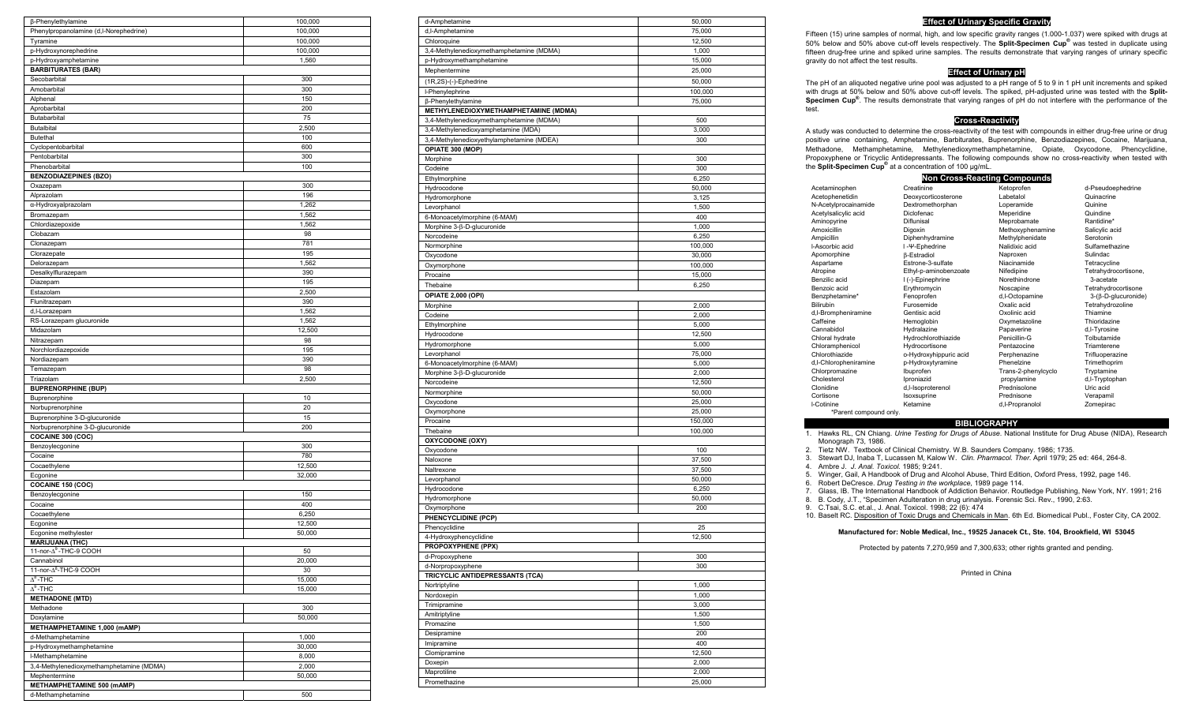| | |
|---|---|
| β-Phenylethylamine | 100,000 |
| Phenylpropanolamine (d,l-Norephedrine) | 100,000 |
| Tyramine | 100,000 |
| p-Hydroxynorephedrine | 100,000 |
| p-Hydroxyamphetamine | 1,560 |
| **BARBITURATES (BAR)** | |
| Secobarbital | 300 |
| Amobarbital | 300 |
| Alphenal | 150 |
| Aprobarbital | 200 |
| Butabarbital | 75 |
| Butalbital | 2,500 |
| Butethal | 100 |
| Cyclopentobarbital | 600 |
| Pentobarbital | 300 |
| Phenobarbital | 100 |
| **BENZODIAZEPINES (BZO)** | |
| Oxazepam | 300 |
| Alprazolam | 196 |
| α-Hydroxyalprazolam | 1,262 |
| Bromazepam | 1,562 |
| Chlordiazepoxide | 1,562 |
| Clobazam | 98 |
| Clonazepam | 781 |
| Clorazepate | 195 |
| Delorazepam | 1,562 |
| Desalkylflurazepam | 390 |
| Diazepam | 195 |
| Estazolam | 2,500 |
| Flunitrazepam | 390 |
| d,l-Lorazepam | 1,562 |
| RS-Lorazepam glucuronide | 1,562 |
| Midazolam | 12,500 |
| Nitrazepam | 98 |
| Norchlordiazepoxide | 195 |
| Nordiazepam | 390 |
| Temazepam | 98 |
| Triazolam | 2,500 |
| **BUPRENORPHINE (BUP)** | |
| Buprenorphine | 10 |
| Norbuprenorphine | 20 |
| Buprenorphine 3-D-glucuronide | 15 |
| Norbuprenorphine 3-D-glucuronide | 200 |
| **COCAINE 300 (COC)** | |
| Benzoylecgonine | 300 |
| Cocaine | 780 |
| Cocaethylene | 12,500 |
| Ecgonine | 32,000 |
| **COCAINE 150 (COC)** | |
| Benzoylecgonine | 150 |
| Cocaine | 400 |
| Cocaethylene | 6,250 |
| Ecgonine | 12,500 |
| Ecgonine methylester | 50,000 |
| **MARIJUANA (THC)** | |
| 11-nor-$\Delta^9$-THC-9 COOH | 50 |
| Cannabinol | 20,000 |
| 11-nor-$\Delta^8$-THC-9 COOH | 30 |
| $\Delta^8$-THC | 15,000 |
| $\Delta^9$-THC | 15,000 |
| **METHADONE (MTD)** | |
| Methadone | 300 |
| Doxylamine | 50,000 |
| **METHAMPHETAMINE 1,000 (mAMP)** | |
| d-Methamphetamine | 1,000 |
| p-Hydroxymethamphetamine | 30,000 |
| l-Methamphetamine | 8,000 |
| 3,4-Methylenedioxymethamphetamine (MDMA) | 2,000 |
| Mephentermine | 50,000 |
| **METHAMPHETAMINE 500 (mAMP)** | |
| d-Methamphetamine | 500 |
| d-Amphetamine | 50,000 |
| d,l-Amphetamine | 75,000 |
| Chloroquine | 12,500 |
| 3,4-Methylenedioxymethamphetamine (MDMA) | 1,000 |
| p-Hydroxymethamphetamine | 15,000 |
| Mephentermine | 25,000 |
| (1R,2S)-(-)-Ephedrine | 50,000 |
| l-Phenylephrine | 100,000 |
| β-Phenylethylamine | 75,000 |
| **METHYLENEDIOXYMETHAMPHETAMINE (MDMA)** | |
| 3,4-Methylenedioxymethamphetamine (MDMA) | 500 |
| 3,4-Methylenedioxyamphetamine (MDA) | 3,000 |
| 3,4-Methylenedioxyethylamphetamine (MDEA) | 300 |
| **OPIATE 300 (MOP)** | |
| Morphine | 300 |
| Codeine | 300 |
| Ethylmorphine | 6,250 |
| Hydrocodone | 50,000 |
| Hydromorphone | 3,125 |
| Levorphanol | 1,500 |
| 6-Monoacetylmorphine (6-MAM) | 400 |
| Morphine 3-β-D-glucuronide | 1,000 |
| Norcodeine | 6,250 |
| Normorphine | 100,000 |
| Oxycodone | 30,000 |
| Oxymorphone | 100,000 |
| Procaine | 15,000 |
| Thebaine | 6,250 |
| **OPIATE 2,000 (OPI)** | |
| Morphine | 2,000 |
| Codeine | 2,000 |
| Ethylmorphine | 5,000 |
| Hydrocodone | 12,500 |
| Hydromorphone | 5,000 |
| Levorphanol | 75,000 |
| 6-Monoacetylmorphine (6-MAM) | 5,000 |
| Morphine 3-β-D-glucuronide | 2,000 |
| Norcodeine | 12,500 |
| Normorphine | 50,000 |
| Oxycodone | 25,000 |
| Oxymorphone | 25,000 |
| Procaine | 150,000 |
| Thebaine | 100,000 |
| **OXYCODONE (OXY)** | |
| Oxycodone | 100 |
| Naloxone | 37,500 |
| Naltrexone | 37,500 |
| Levorphanol | 50,000 |
| Hydrocodone | 6,250 |
| Hydromorphone | 50,000 |
| Oxymorphone | 200 |
| **PHENCYCLIDINE (PCP)** | |
| Phencyclidine | 25 |
| 4-Hydroxyphencyclidine | 12,500 |
| **PROPOXYPHENE (PPX)** | |
| d-Propoxyphene | 300 |
| d-Norpropoxyphene | 300 |
| **TRICYCLIC ANTIDEPRESSANTS (TCA)** | |
| Nortriptyline | 1,000 |
| Nordoxepin | 1,000 |
| Trimipramine | 3,000 |
| Amitriptyline | 1,500 |
| Promazine | 1,500 |
| Desipramine | 200 |
| Imipramine | 400 |
| Clomipramine | 12,500 |
| Doxepin | 2,000 |
| Maprotiline | 2,000 |
| Promethazine | 25,000 |

## Effect of Urinary Specific Gravity

Fifteen (15) urine samples of normal, high, and low specific gravity ranges (1.000-1.037) were spiked with drugs at 50% below and 50% above cut-off levels respectively. The **Split-Specimen Cup®** was tested in duplicate using fifteen drug-free urine and spiked urine samples. The results demonstrate that varying ranges of urinary specific gravity do not affect the test results.

## Effect of Urinary pH

The pH of an aliquoted negative urine pool was adjusted to a pH range of 5 to 9 in 1 pH unit increments and spiked with drugs at 50% below and 50% above cut-off levels. The spiked, pH-adjusted urine was tested with the **Split-Specimen Cup®**. The results demonstrate that varying ranges of pH do not interfere with the performance of the test.

## Cross-Reactivity

A study was conducted to determine the cross-reactivity of the test with compounds in either drug-free urine or drug positive urine containing, Amphetamine, Barbiturates, Buprenorphine, Benzodiazepines, Cocaine, Marijuana, Methadone, Methamphetamine, Methylenedioxymethamphetamine, Opiate, Oxycodone, Phencyclidine, Propoxyphene or Tricyclic Antidepressants. The following compounds show no cross-reactivity when tested with the **Split-Specimen Cup®** at a concentration of 100 μg/mL.

### Non Cross-Reacting Compounds

| | | | |
|---|---|---|---|
| Acetaminophen | Creatinine | Ketoprofen | d-Pseudoephedrine |
| Acetophenetidin | Deoxycorticosterone | Labetalol | Quinacrine |
| N-Acetylprocainamide | Dextromethorphan | Loperamide | Quinine |
| Acetylsalicylic acid | Diclofenac | Meperidine | Quindine |
| Aminopyrine | Diflunisal | Meprobamate | Rantidine* |
| Amoxicillin | Digoxin | Methoxyphenamine | Salicylic acid |
| Ampicillin | Diphenhydramine | Methylphenidate | Serotonin |
| l-Ascorbic acid | l-Ψ-Ephedrine | Nalidixic acid | Sulfamethazine |
| Apomorphine | β-Estradiol | Naproxen | Sulindac |
| Aspartame | Estrone-3-sulfate | Niacinamide | Tetracycline |
| Atropine | Ethyl-p-aminobenzoate | Nifedipine | Tetrahydrocortisone, 3-acetate |
| Benzilic acid | l (-)-Epinephrine | Norethindrone | Tetrahydrocortisone 3-(β-D-glucuronide) |
| Benzoic acid | Erythromycin | Noscapine | Tetrahydrozoline |
| Benzphetamine* | Fenoprofen | d,l-Octopamine | Thiamine |
| Bilirubin | Furosemide | Oxalic acid | Thioridazine |
| d,l-Brompheniramine | Gentisic acid | Oxolinic acid | d,l-Tyrosine |
| Caffeine | Hemoglobin | Oxymetazoline | Tolbutamide |
| Cannabidol | Hydralazine | Papaverine | Triamterene |
| Chloral hydrate | Hydrochlorothiazide | Penicillin-G | Trifluoperazine |
| Chloramphenicol | Hydrocortisone | Pentazocine | Trimethoprim |
| Chlorothiazide | o-Hydroxyhippuric acid | Perphenazine | Tryptamine |
| d,l-Chloropheniramine | p-Hydroxytyramine | Phenelzine | d,l-Tryptophan |
| Chlorpromazine | Ibuprofen | Trans-2-phenylcyclo propylamine | Uric acid |
| Cholesterol | Iproniazid | Prednisolone | Verapamil |
| Clonidine | d,l-Isoproterenol | Prednisone | Zomepirac |
| Cortisone | Isoxsuprine | d,l-Propranolol | |
| l-Cotinine | Ketamine | | |

*Parent compound only.

## BIBLIOGRAPHY

1. Hawks RL, CN Chiang. *Urine Testing for Drugs of Abuse*. National Institute for Drug Abuse (NIDA), Research Monograph 73, 1986.
2. Tietz NW. Textbook of Clinical Chemistry. W.B. Saunders Company. 1986; 1735.
3. Stewart DJ, Inaba T, Lucassen M, Kalow W. *Clin. Pharmacol. Ther.* April 1979; 25 ed: 464, 264-8.
4. Ambre J. *J. Anal. Toxicol.* 1985; 9:241.
5. Winger, Gail, A Handbook of Drug and Alcohol Abuse, Third Edition, Oxford Press, 1992, page 146.
6. Robert DeCresce. *Drug Testing in the workplace,* 1989 page 114.
7. Glass, IB. The International Handbook of Addiction Behavior. Routledge Publishing, New York, NY. 1991; 216
8. B. Cody, J.T., "Specimen Adulteration in drug urinalysis. Forensic Sci. Rev., 1990, 2:63.
9. C.Tsai, S.C. et.al., J. Anal. Toxicol. 1998; 22 (6): 474
10. Baselt RC. Disposition of Toxic Drugs and Chemicals in Man. 6th Ed. Biomedical Publ., Foster City, CA 2002.

**Manufactured for: Noble Medical, Inc., 19525 Janacek Ct., Ste. 104, Brookfield, WI 53045**

Protected by patents 7,270,959 and 7,300,633; other rights granted and pending.

Printed in China